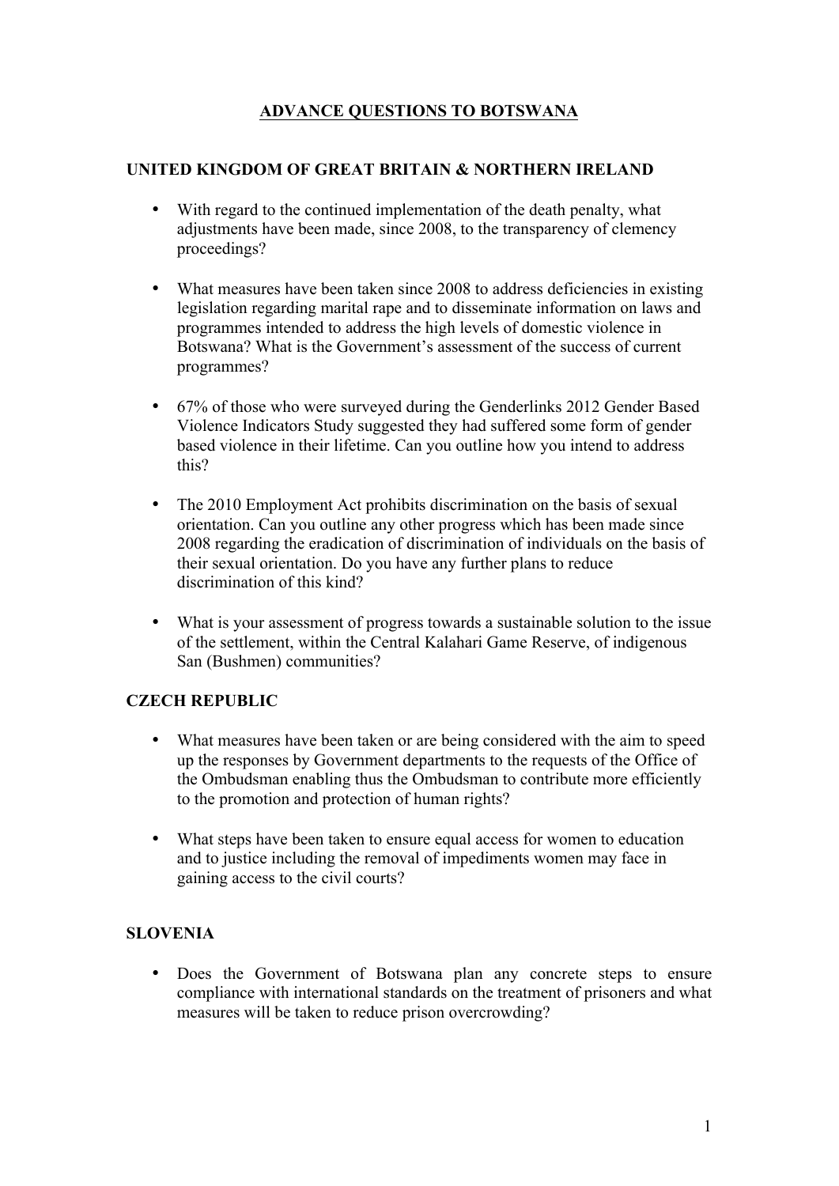# ADVANCE QUESTIONS TO BOTSWANA

## UNITED KINGDOM OF GREAT BRITAIN & NORTHERN IRELAND

- With regard to the continued implementation of the death penalty, what adjustments have been made, since 2008, to the transparency of clemency proceedings?

- What measures have been taken since 2008 to address deficiencies in existing legislation regarding marital rape and to disseminate information on laws and programmes intended to address the high levels of domestic violence in Botswana? What is the Government's assessment of the success of current programmes?

- 67% of those who were surveyed during the Genderlinks 2012 Gender Based Violence Indicators Study suggested they had suffered some form of gender based violence in their lifetime. Can you outline how you intend to address this?

- The 2010 Employment Act prohibits discrimination on the basis of sexual orientation. Can you outline any other progress which has been made since 2008 regarding the eradication of discrimination of individuals on the basis of their sexual orientation. Do you have any further plans to reduce discrimination of this kind?

- What is your assessment of progress towards a sustainable solution to the issue of the settlement, within the Central Kalahari Game Reserve, of indigenous San (Bushmen) communities?

## CZECH REPUBLIC

- What measures have been taken or are being considered with the aim to speed up the responses by Government departments to the requests of the Office of the Ombudsman enabling thus the Ombudsman to contribute more efficiently to the promotion and protection of human rights?

- What steps have been taken to ensure equal access for women to education and to justice including the removal of impediments women may face in gaining access to the civil courts?

## SLOVENIA

- Does the Government of Botswana plan any concrete steps to ensure compliance with international standards on the treatment of prisoners and what measures will be taken to reduce prison overcrowding?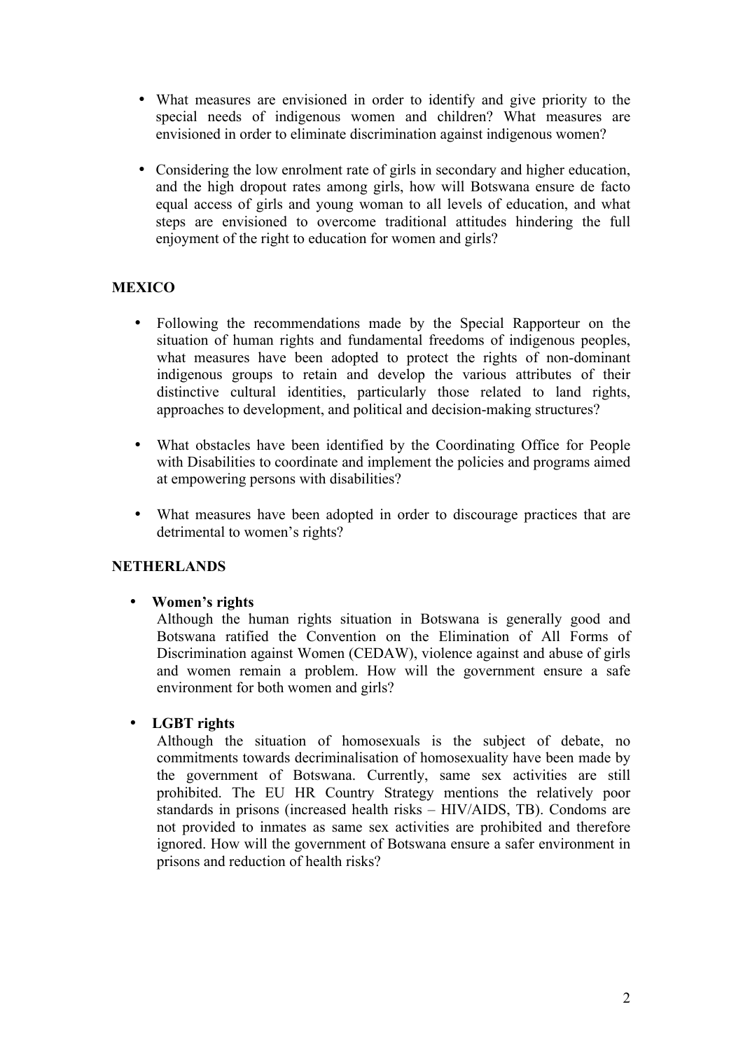- What measures are envisioned in order to identify and give priority to the special needs of indigenous women and children? What measures are envisioned in order to eliminate discrimination against indigenous women?

- Considering the low enrolment rate of girls in secondary and higher education, and the high dropout rates among girls, how will Botswana ensure de facto equal access of girls and young woman to all levels of education, and what steps are envisioned to overcome traditional attitudes hindering the full enjoyment of the right to education for women and girls?

**MEXICO**

- Following the recommendations made by the Special Rapporteur on the situation of human rights and fundamental freedoms of indigenous peoples, what measures have been adopted to protect the rights of non-dominant indigenous groups to retain and develop the various attributes of their distinctive cultural identities, particularly those related to land rights, approaches to development, and political and decision-making structures?

- What obstacles have been identified by the Coordinating Office for People with Disabilities to coordinate and implement the policies and programs aimed at empowering persons with disabilities?

- What measures have been adopted in order to discourage practices that are detrimental to women's rights?

**NETHERLANDS**

- **Women's rights**
  Although the human rights situation in Botswana is generally good and Botswana ratified the Convention on the Elimination of All Forms of Discrimination against Women (CEDAW), violence against and abuse of girls and women remain a problem. How will the government ensure a safe environment for both women and girls?

- **LGBT rights**
  Although the situation of homosexuals is the subject of debate, no commitments towards decriminalisation of homosexuality have been made by the government of Botswana. Currently, same sex activities are still prohibited. The EU HR Country Strategy mentions the relatively poor standards in prisons (increased health risks – HIV/AIDS, TB). Condoms are not provided to inmates as same sex activities are prohibited and therefore ignored. How will the government of Botswana ensure a safer environment in prisons and reduction of health risks?